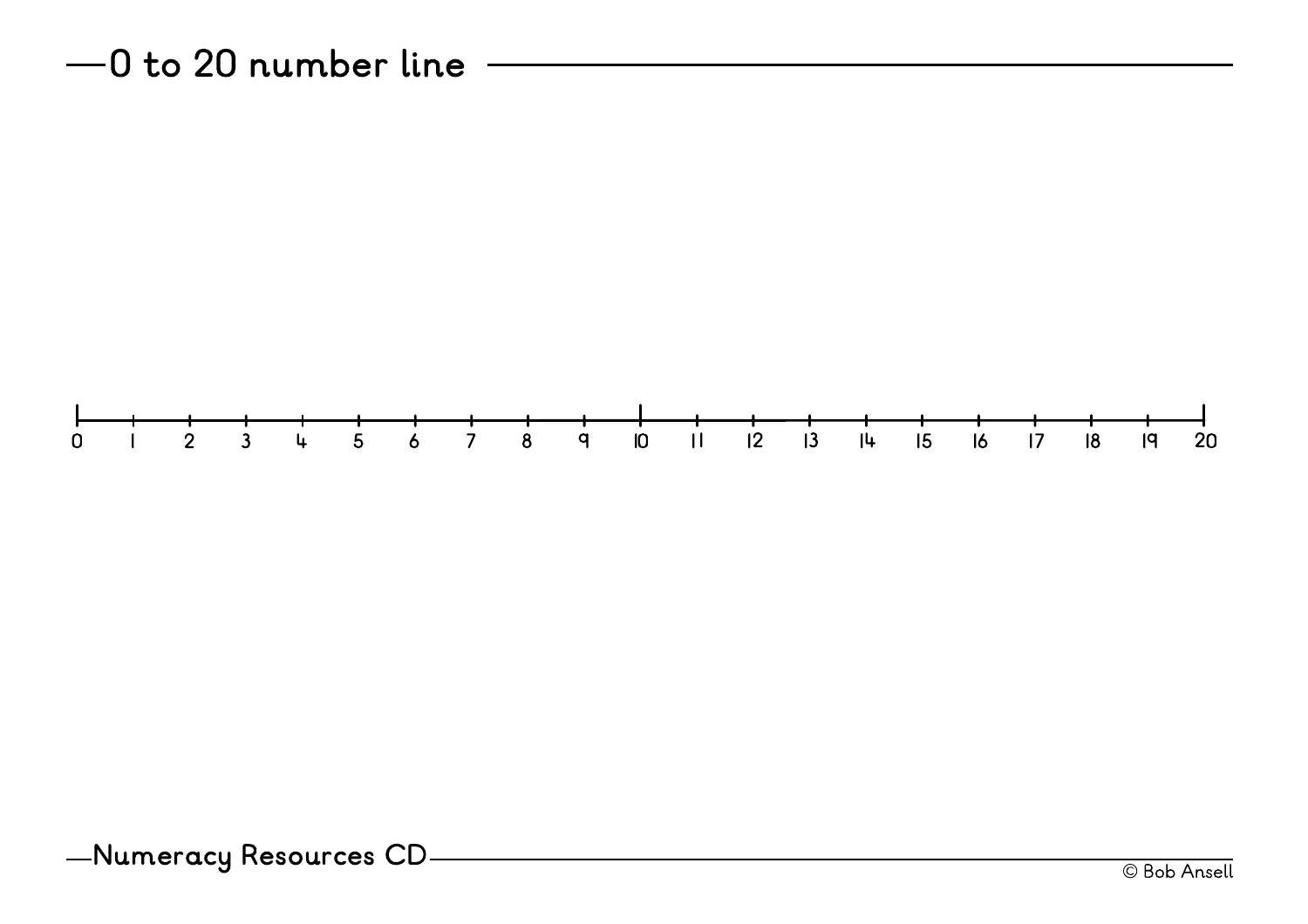# 0 to 20 number line

0 1 2 3 4 5 6 7 8 9 10 11 12 13 14 15 16 17 18 19 20

Numeracy Resources CD

© Bob Ansell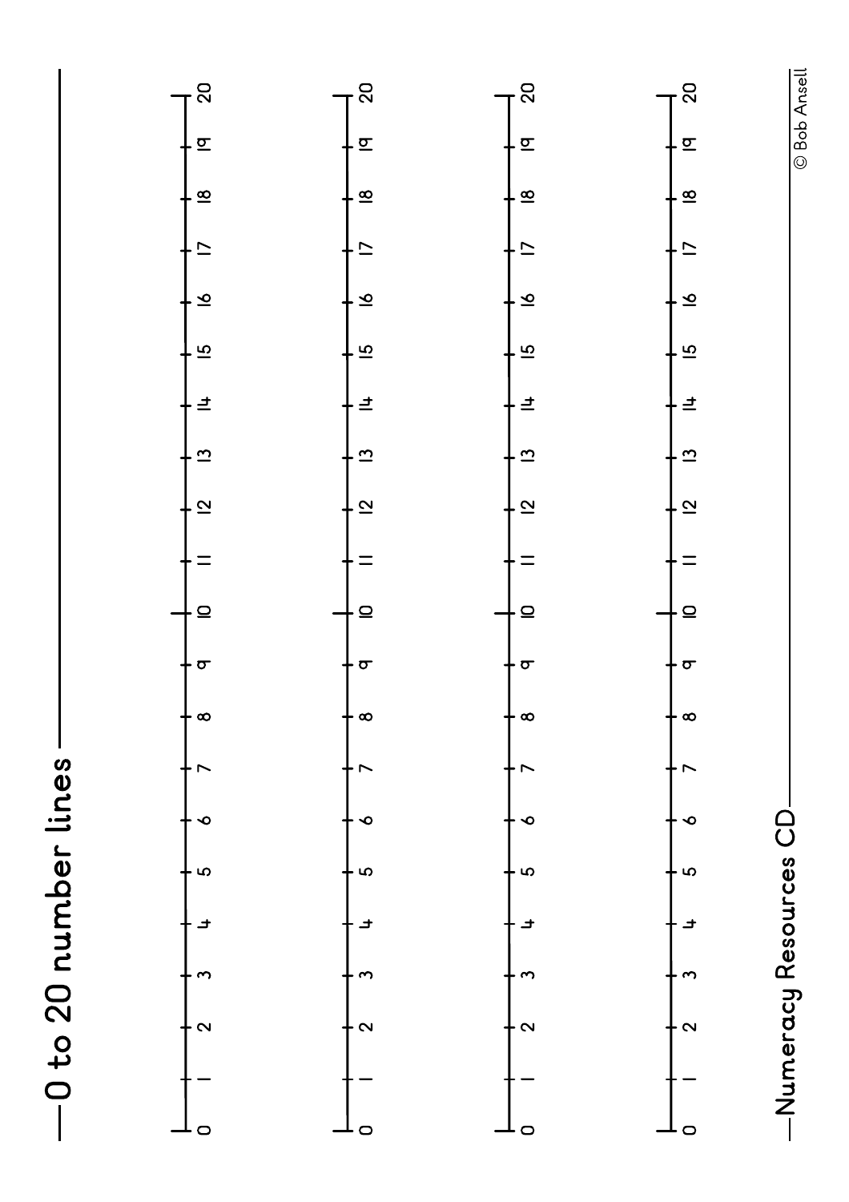# 0 to 20 number lines

0 1 2 3 4 5 6 7 8 9 10 11 12 13 14 15 16 17 18 19 20

0 1 2 3 4 5 6 7 8 9 10 11 12 13 14 15 16 17 18 19 20

0 1 2 3 4 5 6 7 8 9 10 11 12 13 14 15 16 17 18 19 20

0 1 2 3 4 5 6 7 8 9 10 11 12 13 14 15 16 17 18 19 20

Numeracy Resources CD

© Bob Ansell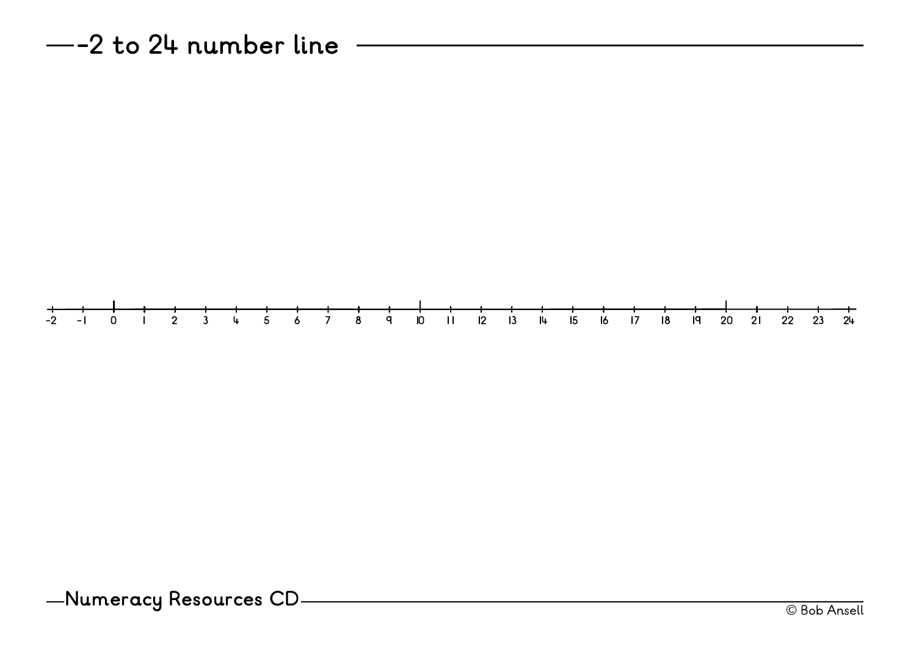# -2 to 24 number line

-2 -1 0 1 2 3 4 5 6 7 8 9 10 11 12 13 14 15 16 17 18 19 20 21 22 23 24

Numeracy Resources CD

© Bob Ansell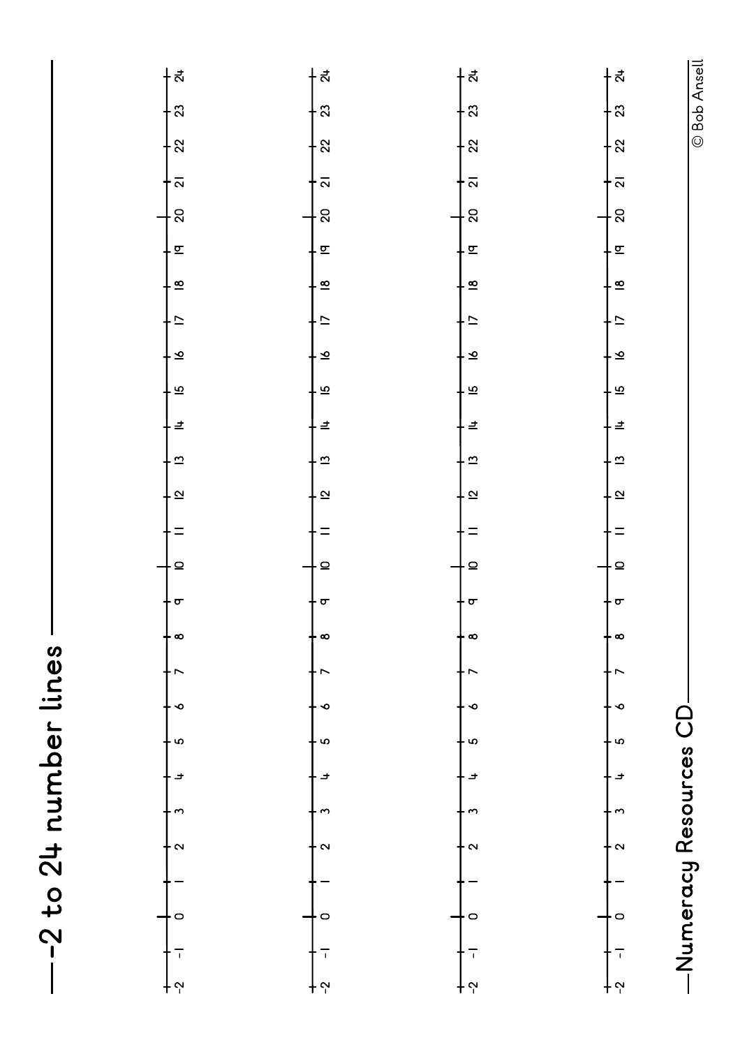# -2 to 24 number lines

-2 -1 0 1 2 3 4 5 6 7 8 9 10 11 12 13 14 15 16 17 18 19 20 21 22 23 24

-2 -1 0 1 2 3 4 5 6 7 8 9 10 11 12 13 14 15 16 17 18 19 20 21 22 23 24

-2 -1 0 1 2 3 4 5 6 7 8 9 10 11 12 13 14 15 16 17 18 19 20 21 22 23 24

-2 -1 0 1 2 3 4 5 6 7 8 9 10 11 12 13 14 15 16 17 18 19 20 21 22 23 24

Numeracy Resources CD

© Bob Ansell